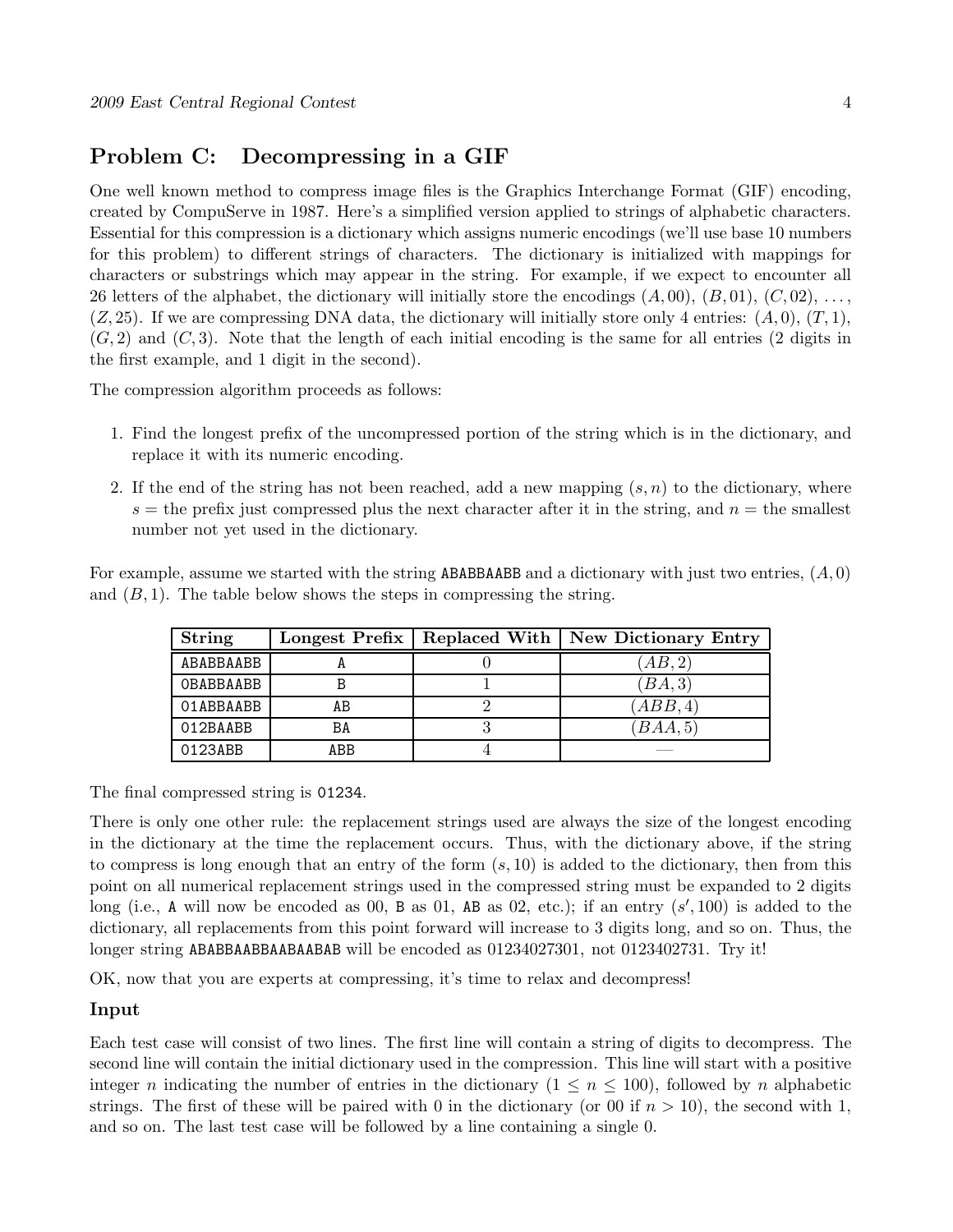## Problem C: Decompressing in a GIF

One well known method to compress image files is the Graphics Interchange Format (GIF) encoding, created by CompuServe in 1987. Here's a simplified version applied to strings of alphabetic characters. Essential for this compression is a dictionary which assigns numeric encodings (we'll use base 10 numbers for this problem) to different strings of characters. The dictionary is initialized with mappings for characters or substrings which may appear in the string. For example, if we expect to encounter all 26 letters of the alphabet, the dictionary will initially store the encodings $(A, 00)$, $(B, 01)$, $(C, 02)$, ..., $(Z, 25)$. If we are compressing DNA data, the dictionary will initially store only 4 entries: $(A, 0)$, $(T, 1)$, $(G, 2)$ and $(C, 3)$. Note that the length of each initial encoding is the same for all entries (2 digits in the first example, and 1 digit in the second).

The compression algorithm proceeds as follows:

1. Find the longest prefix of the uncompressed portion of the string which is in the dictionary, and replace it with its numeric encoding.
2. If the end of the string has not been reached, add a new mapping $(s, n)$ to the dictionary, where $s$ = the prefix just compressed plus the next character after it in the string, and $n$ = the smallest number not yet used in the dictionary.

For example, assume we started with the string ABABBAABB and a dictionary with just two entries, $(A, 0)$ and $(B, 1)$. The table below shows the steps in compressing the string.

| String | Longest Prefix | Replaced With | New Dictionary Entry |
|---|---|---|---|
| ABABBAABB | A | 0 | $(AB, 2)$ |
| 0BABBAABB | B | 1 | $(BA, 3)$ |
| 01ABBAABB | AB | 2 | $(ABB, 4)$ |
| 012BAABB | BA | 3 | $(BAA, 5)$ |
| 0123ABB | ABB | 4 | — |

The final compressed string is 01234.

There is only one other rule: the replacement strings used are always the size of the longest encoding in the dictionary at the time the replacement occurs. Thus, with the dictionary above, if the string to compress is long enough that an entry of the form $(s, 10)$ is added to the dictionary, then from this point on all numerical replacement strings used in the compressed string must be expanded to 2 digits long (i.e., A will now be encoded as 00, B as 01, AB as 02, etc.); if an entry $(s', 100)$ is added to the dictionary, all replacements from this point forward will increase to 3 digits long, and so on. Thus, the longer string ABABBAABBAABAABAB will be encoded as 01234027301, not 0123402731. Try it!

OK, now that you are experts at compressing, it's time to relax and decompress!

### Input

Each test case will consist of two lines. The first line will contain a string of digits to decompress. The second line will contain the initial dictionary used in the compression. This line will start with a positive integer $n$ indicating the number of entries in the dictionary ($1 \leq n \leq 100$), followed by $n$ alphabetic strings. The first of these will be paired with 0 in the dictionary (or 00 if $n > 10$), the second with 1, and so on. The last test case will be followed by a line containing a single 0.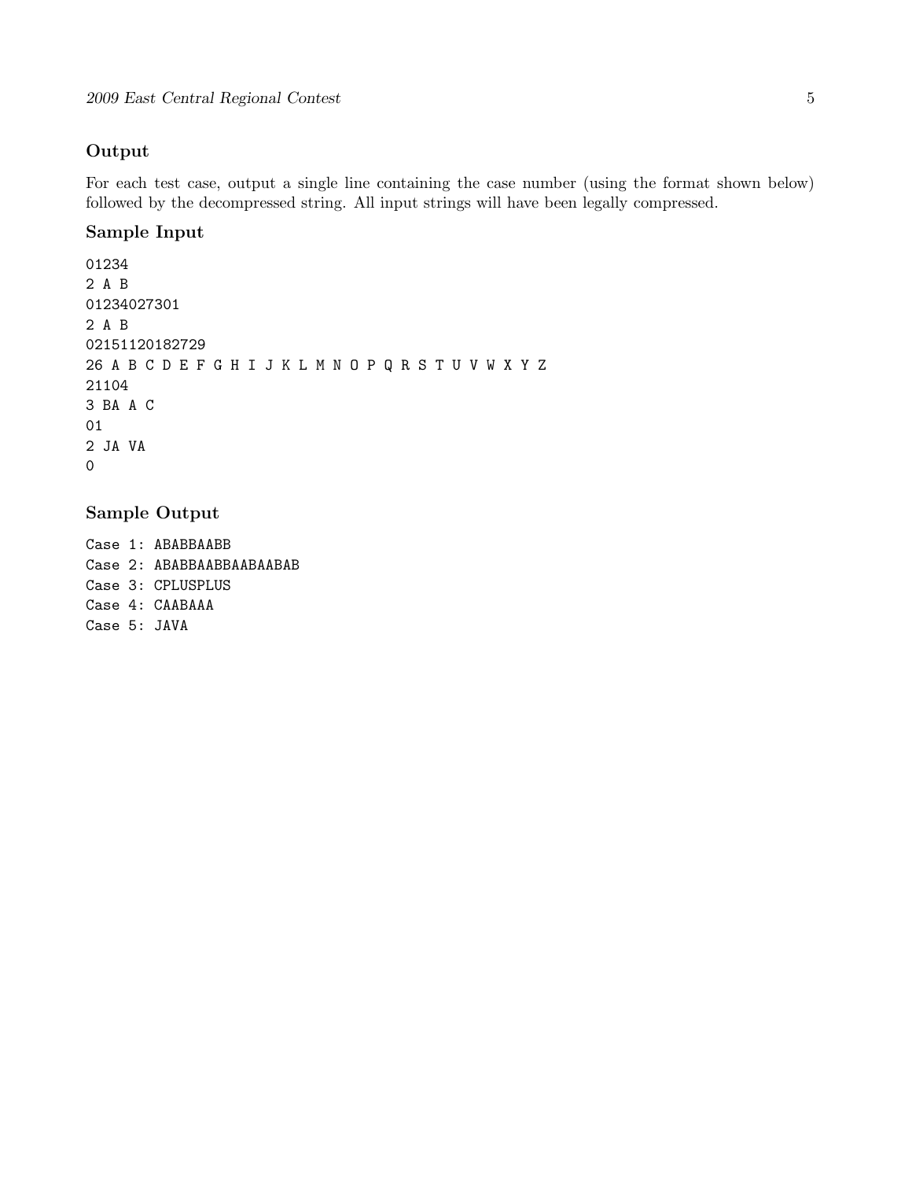## Output

For each test case, output a single line containing the case number (using the format shown below) followed by the decompressed string. All input strings will have been legally compressed.

## Sample Input

```
01234
2 A B
01234027301
2 A B
02151120182729
26 A B C D E F G H I J K L M N O P Q R S T U V W X Y Z
21104
3 BA A C
01
2 JA VA
0
```

## Sample Output

```
Case 1: ABABBAABB
Case 2: ABABBAABBAABAABAB
Case 3: CPLUSPLUS
Case 4: CAABAAA
Case 5: JAVA
```